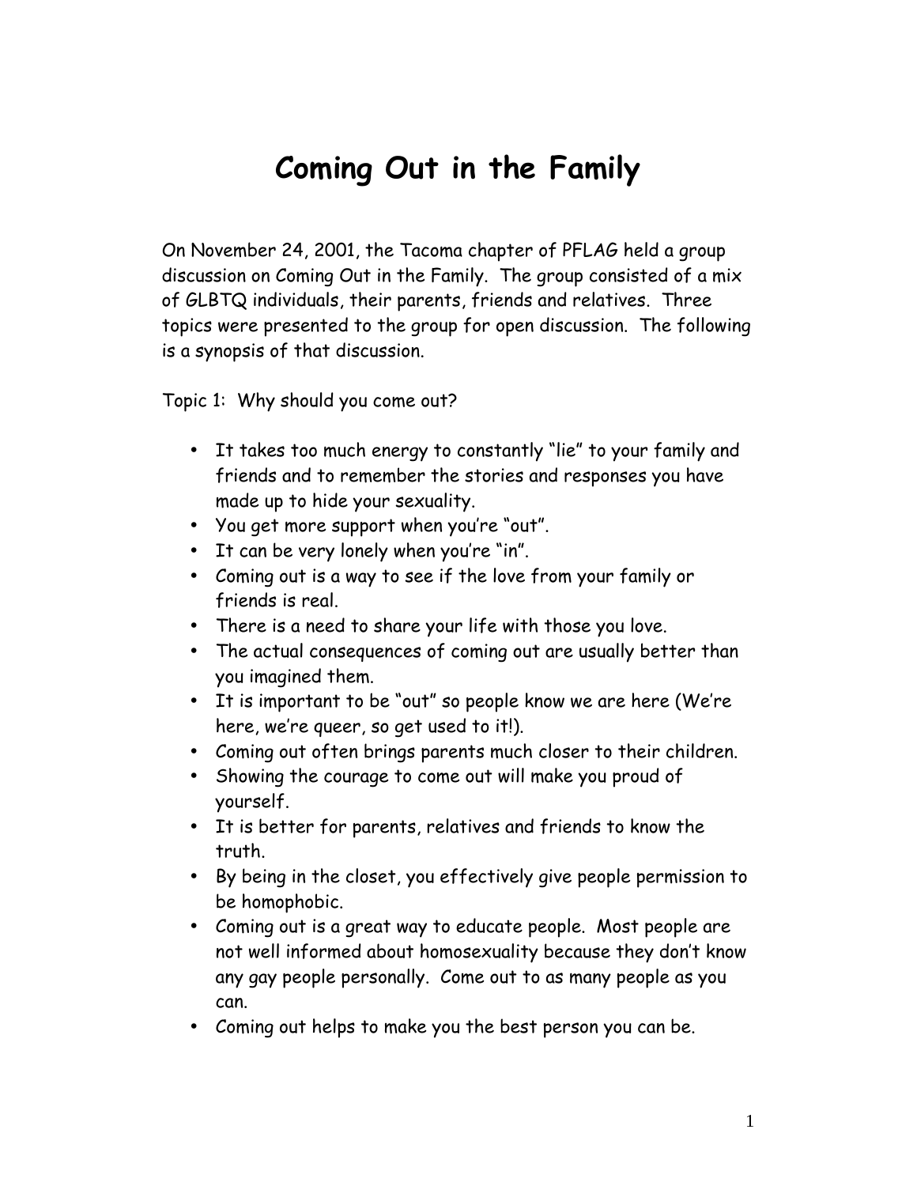# Coming Out in the Family

On November 24, 2001, the Tacoma chapter of PFLAG held a group discussion on Coming Out in the Family. The group consisted of a mix of GLBTQ individuals, their parents, friends and relatives. Three topics were presented to the group for open discussion. The following is a synopsis of that discussion.

Topic 1: Why should you come out?

- It takes too much energy to constantly "lie" to your family and friends and to remember the stories and responses you have made up to hide your sexuality.
- You get more support when you're "out".
- It can be very lonely when you're "in".
- Coming out is a way to see if the love from your family or friends is real.
- There is a need to share your life with those you love.
- The actual consequences of coming out are usually better than you imagined them.
- It is important to be "out" so people know we are here (We're here, we're queer, so get used to it!).
- Coming out often brings parents much closer to their children.
- Showing the courage to come out will make you proud of yourself.
- It is better for parents, relatives and friends to know the truth.
- By being in the closet, you effectively give people permission to be homophobic.
- Coming out is a great way to educate people. Most people are not well informed about homosexuality because they don't know any gay people personally. Come out to as many people as you can.
- Coming out helps to make you the best person you can be.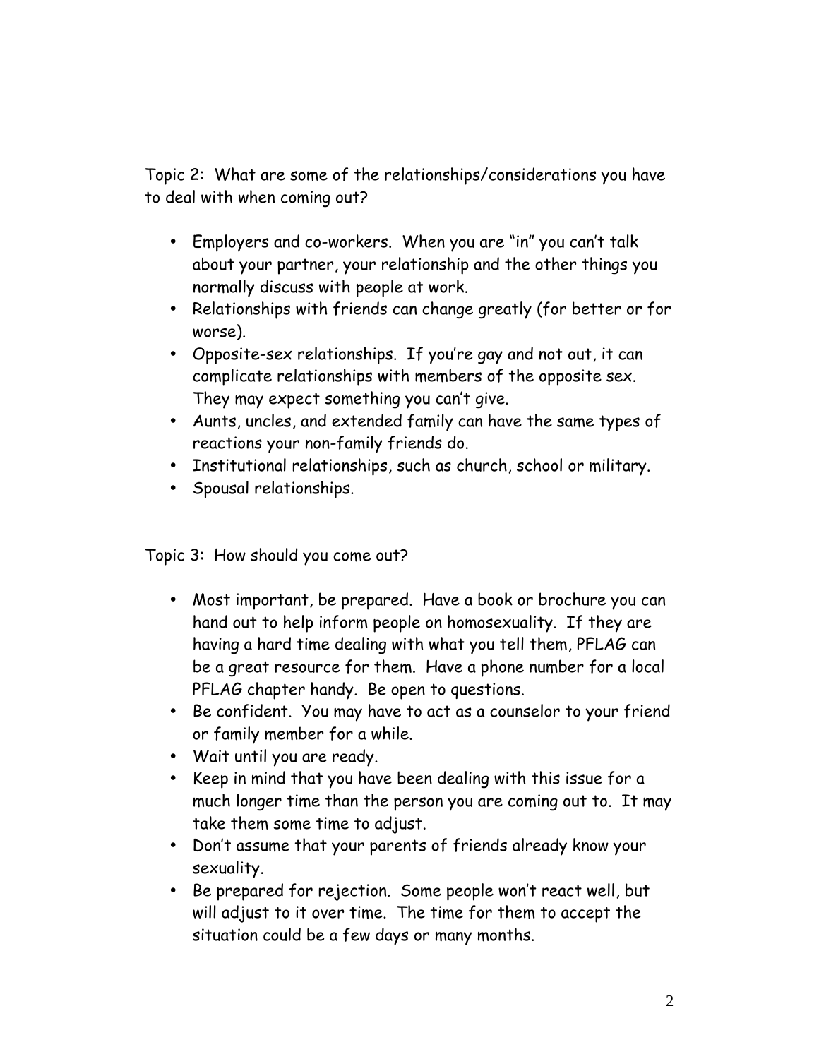Topic 2: What are some of the relationships/considerations you have to deal with when coming out?

- Employers and co-workers. When you are "in" you can't talk about your partner, your relationship and the other things you normally discuss with people at work.
- Relationships with friends can change greatly (for better or for worse).
- Opposite-sex relationships. If you're gay and not out, it can complicate relationships with members of the opposite sex. They may expect something you can't give.
- Aunts, uncles, and extended family can have the same types of reactions your non-family friends do.
- Institutional relationships, such as church, school or military.
- Spousal relationships.

Topic 3: How should you come out?

- Most important, be prepared. Have a book or brochure you can hand out to help inform people on homosexuality. If they are having a hard time dealing with what you tell them, PFLAG can be a great resource for them. Have a phone number for a local PFLAG chapter handy. Be open to questions.
- Be confident. You may have to act as a counselor to your friend or family member for a while.
- Wait until you are ready.
- Keep in mind that you have been dealing with this issue for a much longer time than the person you are coming out to. It may take them some time to adjust.
- Don't assume that your parents of friends already know your sexuality.
- Be prepared for rejection. Some people won't react well, but will adjust to it over time. The time for them to accept the situation could be a few days or many months.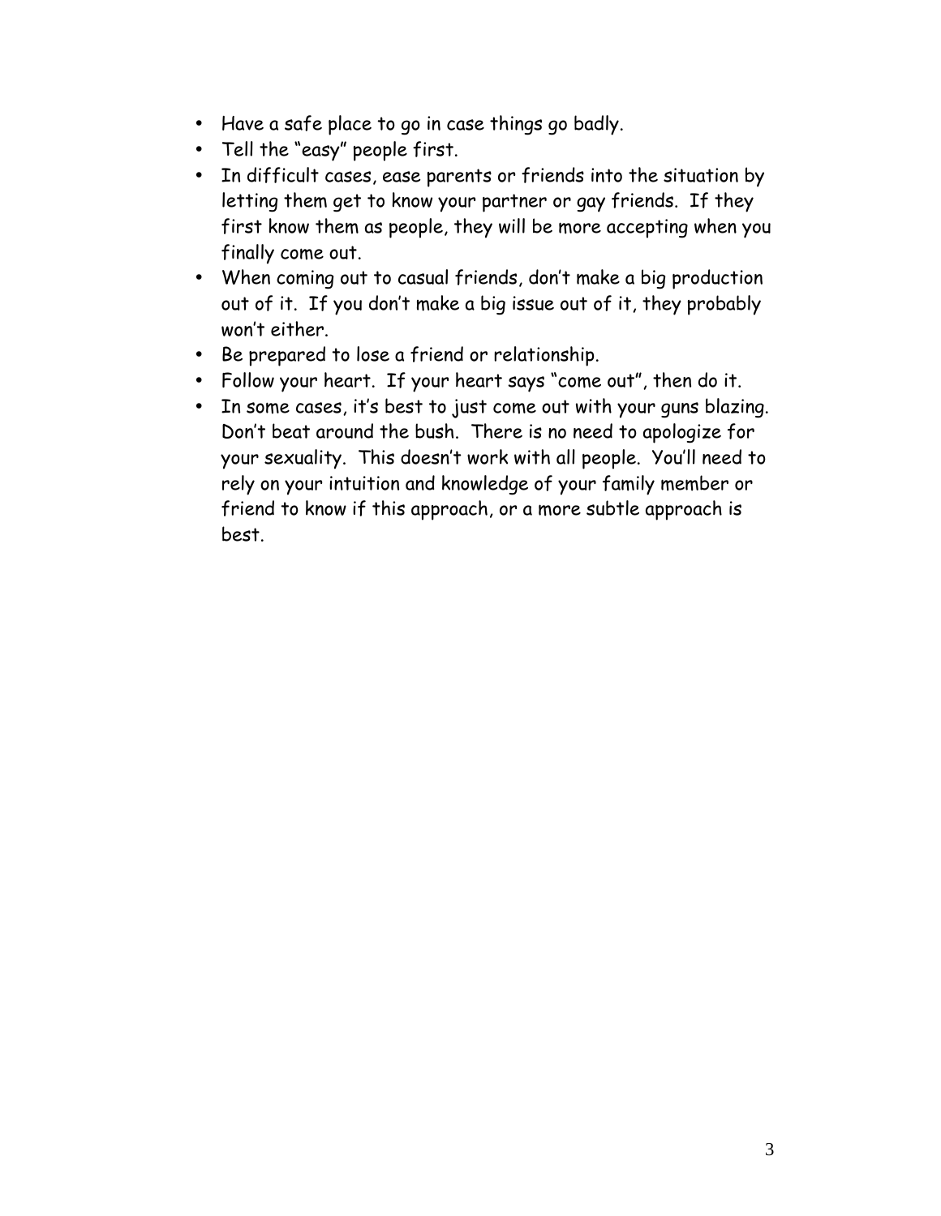- Have a safe place to go in case things go badly.
- Tell the "easy" people first.
- In difficult cases, ease parents or friends into the situation by letting them get to know your partner or gay friends. If they first know them as people, they will be more accepting when you finally come out.
- When coming out to casual friends, don't make a big production out of it. If you don't make a big issue out of it, they probably won't either.
- Be prepared to lose a friend or relationship.
- Follow your heart. If your heart says "come out", then do it.
- In some cases, it's best to just come out with your guns blazing. Don't beat around the bush. There is no need to apologize for your sexuality. This doesn't work with all people. You'll need to rely on your intuition and knowledge of your family member or friend to know if this approach, or a more subtle approach is best.